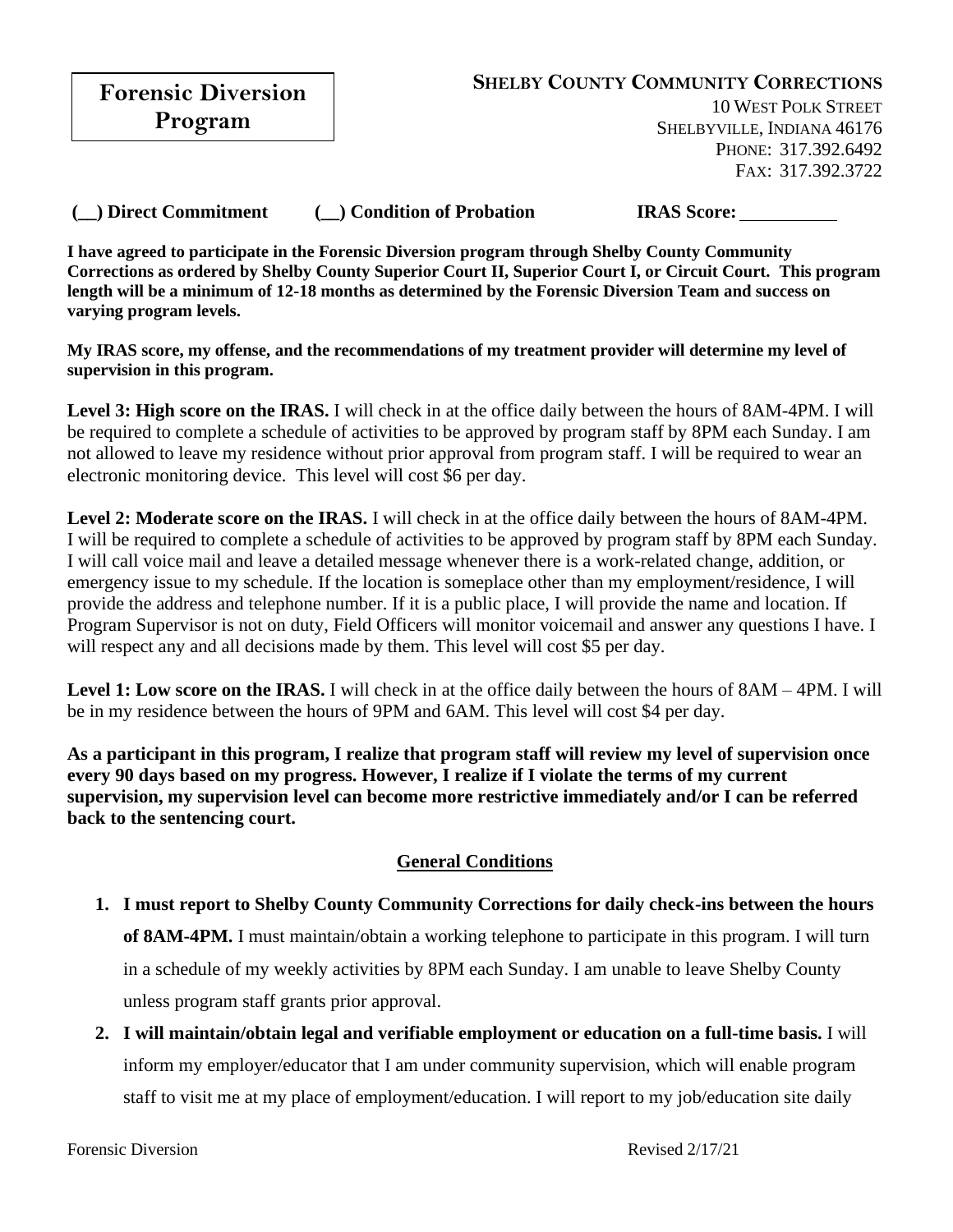# Forensic Diversion Program

**Shelby County Community Corrections**

10 West Polk Street
Shelbyville, Indiana 46176
Phone: 317.392.6492
Fax: 317.392.3722

**(__) Direct Commitment** **(__) Condition of Probation** **IRAS Score:** ________

**I have agreed to participate in the Forensic Diversion program through Shelby County Community Corrections as ordered by Shelby County Superior Court II, Superior Court I, or Circuit Court. This program length will be a minimum of 12-18 months as determined by the Forensic Diversion Team and success on varying program levels.**

**My IRAS score, my offense, and the recommendations of my treatment provider will determine my level of supervision in this program.**

**Level 3: High score on the IRAS.** I will check in at the office daily between the hours of 8AM-4PM. I will be required to complete a schedule of activities to be approved by program staff by 8PM each Sunday. I am not allowed to leave my residence without prior approval from program staff. I will be required to wear an electronic monitoring device. This level will cost $6 per day.

**Level 2: Moderate score on the IRAS.** I will check in at the office daily between the hours of 8AM-4PM. I will be required to complete a schedule of activities to be approved by program staff by 8PM each Sunday. I will call voice mail and leave a detailed message whenever there is a work-related change, addition, or emergency issue to my schedule. If the location is someplace other than my employment/residence, I will provide the address and telephone number. If it is a public place, I will provide the name and location. If Program Supervisor is not on duty, Field Officers will monitor voicemail and answer any questions I have. I will respect any and all decisions made by them. This level will cost $5 per day.

**Level 1: Low score on the IRAS.** I will check in at the office daily between the hours of 8AM – 4PM. I will be in my residence between the hours of 9PM and 6AM. This level will cost $4 per day.

**As a participant in this program, I realize that program staff will review my level of supervision once every 90 days based on my progress. However, I realize if I violate the terms of my current supervision, my supervision level can become more restrictive immediately and/or I can be referred back to the sentencing court.**

## General Conditions

1. **I must report to Shelby County Community Corrections for daily check-ins between the hours of 8AM-4PM.** I must maintain/obtain a working telephone to participate in this program. I will turn in a schedule of my weekly activities by 8PM each Sunday. I am unable to leave Shelby County unless program staff grants prior approval.
2. **I will maintain/obtain legal and verifiable employment or education on a full-time basis.** I will inform my employer/educator that I am under community supervision, which will enable program staff to visit me at my place of employment/education. I will report to my job/education site daily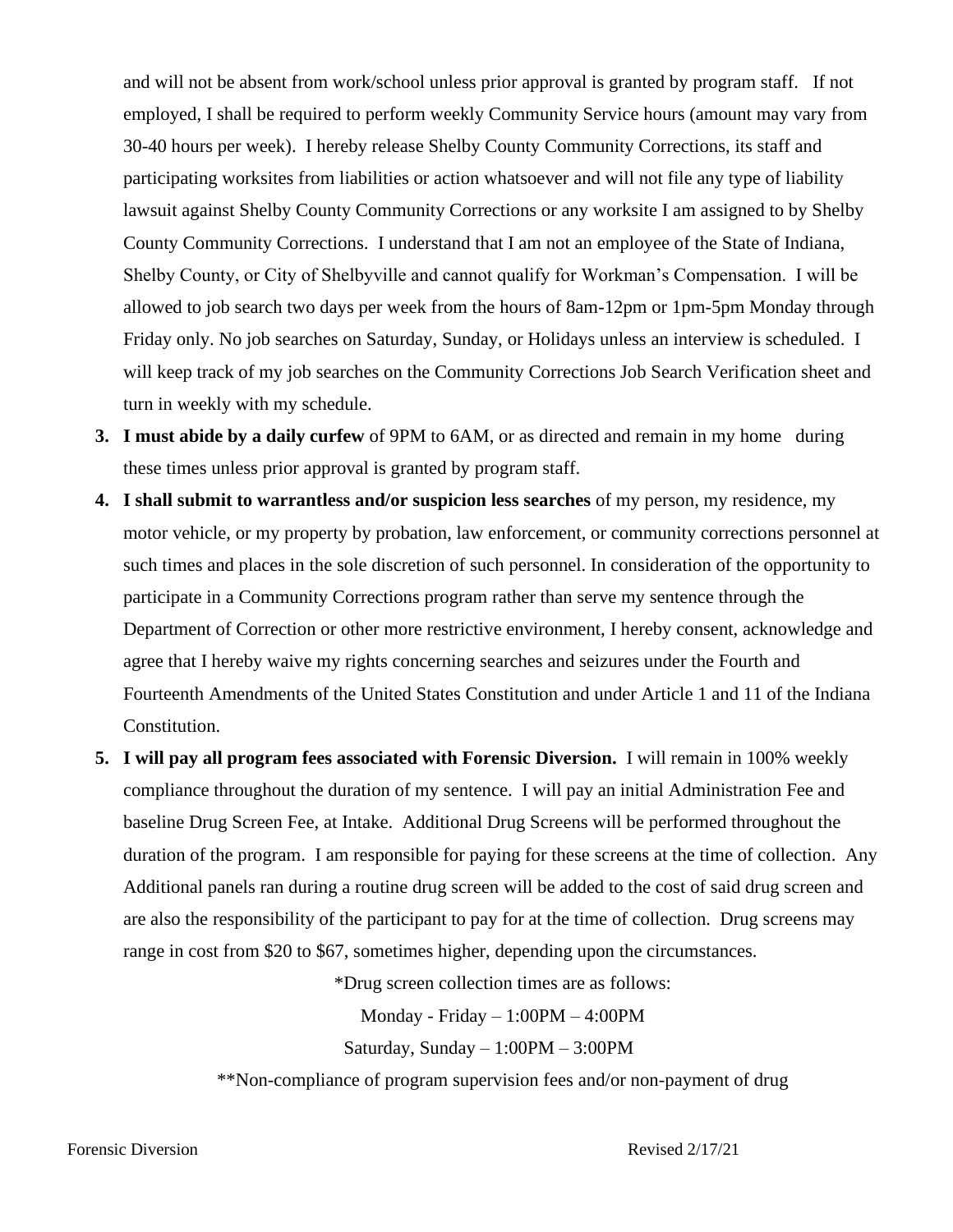and will not be absent from work/school unless prior approval is granted by program staff. If not employed, I shall be required to perform weekly Community Service hours (amount may vary from 30-40 hours per week). I hereby release Shelby County Community Corrections, its staff and participating worksites from liabilities or action whatsoever and will not file any type of liability lawsuit against Shelby County Community Corrections or any worksite I am assigned to by Shelby County Community Corrections. I understand that I am not an employee of the State of Indiana, Shelby County, or City of Shelbyville and cannot qualify for Workman's Compensation. I will be allowed to job search two days per week from the hours of 8am-12pm or 1pm-5pm Monday through Friday only. No job searches on Saturday, Sunday, or Holidays unless an interview is scheduled. I will keep track of my job searches on the Community Corrections Job Search Verification sheet and turn in weekly with my schedule.

3. **I must abide by a daily curfew** of 9PM to 6AM, or as directed and remain in my home during these times unless prior approval is granted by program staff.
4. **I shall submit to warrantless and/or suspicion less searches** of my person, my residence, my motor vehicle, or my property by probation, law enforcement, or community corrections personnel at such times and places in the sole discretion of such personnel. In consideration of the opportunity to participate in a Community Corrections program rather than serve my sentence through the Department of Correction or other more restrictive environment, I hereby consent, acknowledge and agree that I hereby waive my rights concerning searches and seizures under the Fourth and Fourteenth Amendments of the United States Constitution and under Article 1 and 11 of the Indiana Constitution.
5. **I will pay all program fees associated with Forensic Diversion.** I will remain in 100% weekly compliance throughout the duration of my sentence. I will pay an initial Administration Fee and baseline Drug Screen Fee, at Intake. Additional Drug Screens will be performed throughout the duration of the program. I am responsible for paying for these screens at the time of collection. Any Additional panels ran during a routine drug screen will be added to the cost of said drug screen and are also the responsibility of the participant to pay for at the time of collection. Drug screens may range in cost from $20 to $67, sometimes higher, depending upon the circumstances.

*Drug screen collection times are as follows:

Monday - Friday – 1:00PM – 4:00PM

Saturday, Sunday – 1:00PM – 3:00PM

**Non-compliance of program supervision fees and/or non-payment of drug

Forensic Diversion Revised 2/17/21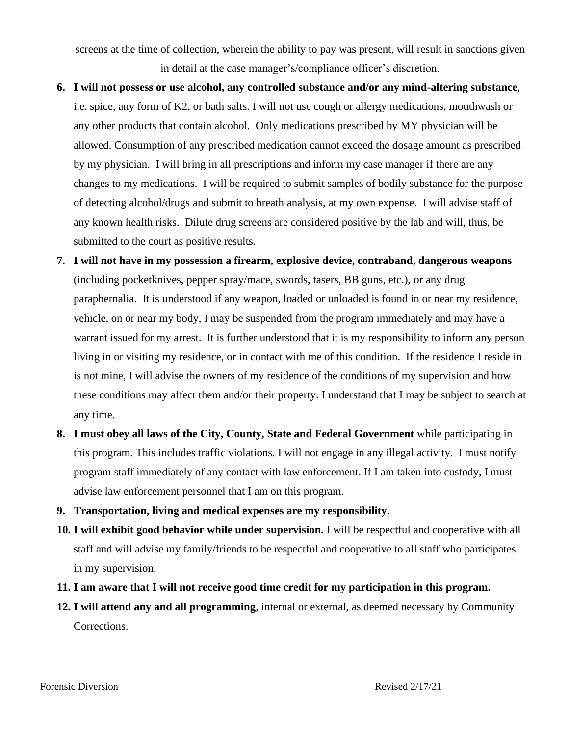screens at the time of collection, wherein the ability to pay was present, will result in sanctions given in detail at the case manager's/compliance officer's discretion.

6. **I will not possess or use alcohol, any controlled substance and/or any mind-altering substance**, i.e. spice, any form of K2, or bath salts. I will not use cough or allergy medications, mouthwash or any other products that contain alcohol. Only medications prescribed by MY physician will be allowed. Consumption of any prescribed medication cannot exceed the dosage amount as prescribed by my physician. I will bring in all prescriptions and inform my case manager if there are any changes to my medications. I will be required to submit samples of bodily substance for the purpose of detecting alcohol/drugs and submit to breath analysis, at my own expense. I will advise staff of any known health risks. Dilute drug screens are considered positive by the lab and will, thus, be submitted to the court as positive results.
7. **I will not have in my possession a firearm, explosive device, contraband, dangerous weapons** (including pocketknives, pepper spray/mace, swords, tasers, BB guns, etc.), or any drug paraphernalia. It is understood if any weapon, loaded or unloaded is found in or near my residence, vehicle, on or near my body, I may be suspended from the program immediately and may have a warrant issued for my arrest. It is further understood that it is my responsibility to inform any person living in or visiting my residence, or in contact with me of this condition. If the residence I reside in is not mine, I will advise the owners of my residence of the conditions of my supervision and how these conditions may affect them and/or their property. I understand that I may be subject to search at any time.
8. **I must obey all laws of the City, County, State and Federal Government** while participating in this program. This includes traffic violations. I will not engage in any illegal activity. I must notify program staff immediately of any contact with law enforcement. If I am taken into custody, I must advise law enforcement personnel that I am on this program.
9. **Transportation, living and medical expenses are my responsibility**.
10. **I will exhibit good behavior while under supervision.** I will be respectful and cooperative with all staff and will advise my family/friends to be respectful and cooperative to all staff who participates in my supervision.
11. **I am aware that I will not receive good time credit for my participation in this program.**
12. **I will attend any and all programming**, internal or external, as deemed necessary by Community Corrections.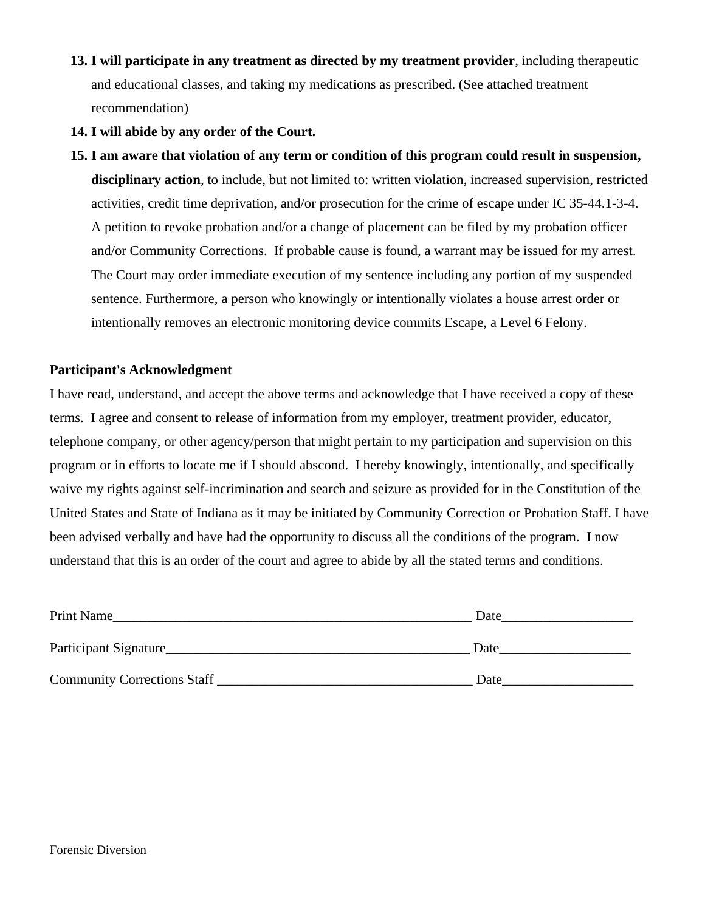13. **I will participate in any treatment as directed by my treatment provider**, including therapeutic and educational classes, and taking my medications as prescribed. (See attached treatment recommendation)
14. **I will abide by any order of the Court.**
15. **I am aware that violation of any term or condition of this program could result in suspension, disciplinary action**, to include, but not limited to: written violation, increased supervision, restricted activities, credit time deprivation, and/or prosecution for the crime of escape under IC 35-44.1-3-4. A petition to revoke probation and/or a change of placement can be filed by my probation officer and/or Community Corrections. If probable cause is found, a warrant may be issued for my arrest. The Court may order immediate execution of my sentence including any portion of my suspended sentence. Furthermore, a person who knowingly or intentionally violates a house arrest order or intentionally removes an electronic monitoring device commits Escape, a Level 6 Felony.

**Participant's Acknowledgment**

I have read, understand, and accept the above terms and acknowledge that I have received a copy of these terms. I agree and consent to release of information from my employer, treatment provider, educator, telephone company, or other agency/person that might pertain to my participation and supervision on this program or in efforts to locate me if I should abscond. I hereby knowingly, intentionally, and specifically waive my rights against self-incrimination and search and seizure as provided for in the Constitution of the United States and State of Indiana as it may be initiated by Community Correction or Probation Staff. I have been advised verbally and have had the opportunity to discuss all the conditions of the program. I now understand that this is an order of the court and agree to abide by all the stated terms and conditions.

Print Name_______________________________________________________ Date___________________

Participant Signature_____________________________________________ Date___________________

Community Corrections Staff ______________________________________ Date___________________

Forensic Diversion